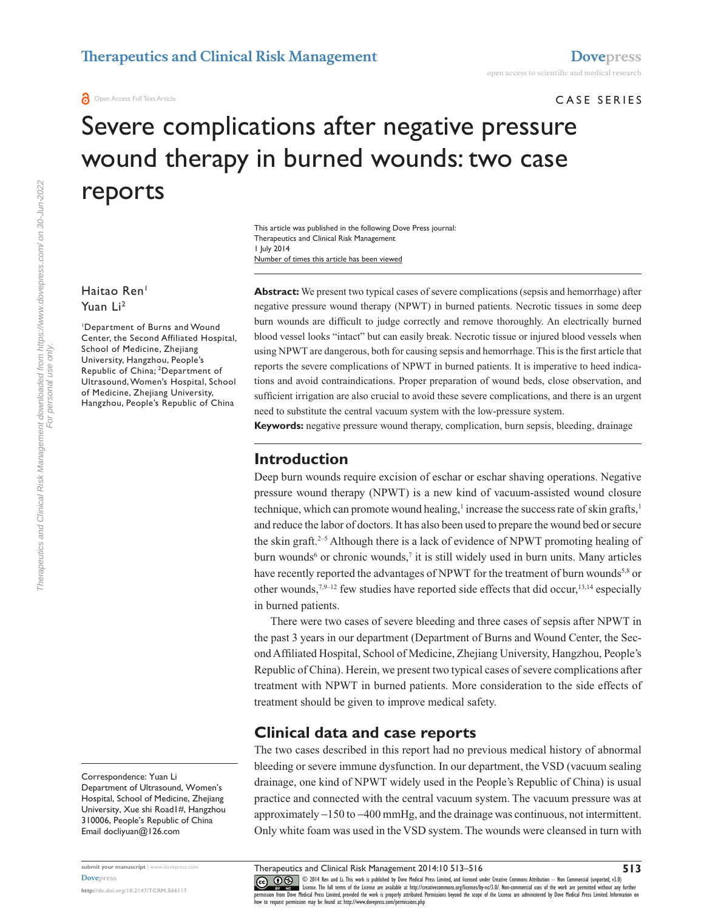Open Access Full Text Article

CASE SERIES

# Severe complications after negative pressure wound therapy in burned wounds: two case reports

This article was published in the following Dove Press journal:
Therapeutics and Clinical Risk Management
1 July 2014
Number of times this article has been viewed

Haitao Ren[1]
Yuan Li[2]

[1]Department of Burns and Wound Center, the Second Affiliated Hospital, School of Medicine, Zhejiang University, Hangzhou, People's Republic of China; [2]Department of Ultrasound, Women's Hospital, School of Medicine, Zhejiang University, Hangzhou, People's Republic of China

**Abstract:** We present two typical cases of severe complications (sepsis and hemorrhage) after negative pressure wound therapy (NPWT) in burned patients. Necrotic tissues in some deep burn wounds are difficult to judge correctly and remove thoroughly. An electrically burned blood vessel looks "intact" but can easily break. Necrotic tissue or injured blood vessels when using NPWT are dangerous, both for causing sepsis and hemorrhage. This is the first article that reports the severe complications of NPWT in burned patients. It is imperative to heed indications and avoid contraindications. Proper preparation of wound beds, close observation, and sufficient irrigation are also crucial to avoid these severe complications, and there is an urgent need to substitute the central vacuum system with the low-pressure system.

**Keywords:** negative pressure wound therapy, complication, burn sepsis, bleeding, drainage

## Introduction

Deep burn wounds require excision of eschar or eschar shaving operations. Negative pressure wound therapy (NPWT) is a new kind of vacuum-assisted wound closure technique, which can promote wound healing,[1] increase the success rate of skin grafts,[1] and reduce the labor of doctors. It has also been used to prepare the wound bed or secure the skin graft.[2–5] Although there is a lack of evidence of NPWT promoting healing of burn wounds[6] or chronic wounds,[7] it is still widely used in burn units. Many articles have recently reported the advantages of NPWT for the treatment of burn wounds[5,8] or other wounds,[7,9–12] few studies have reported side effects that did occur,[13,14] especially in burned patients.

There were two cases of severe bleeding and three cases of sepsis after NPWT in the past 3 years in our department (Department of Burns and Wound Center, the Second Affiliated Hospital, School of Medicine, Zhejiang University, Hangzhou, People's Republic of China). Herein, we present two typical cases of severe complications after treatment with NPWT in burned patients. More consideration to the side effects of treatment should be given to improve medical safety.

## Clinical data and case reports

The two cases described in this report had no previous medical history of abnormal bleeding or severe immune dysfunction. In our department, the VSD (vacuum sealing drainage, one kind of NPWT widely used in the People's Republic of China) is usual practice and connected with the central vacuum system. The vacuum pressure was at approximately −150 to −400 mmHg, and the drainage was continuous, not intermittent. Only white foam was used in the VSD system. The wounds were cleansed in turn with

Correspondence: Yuan Li
Department of Ultrasound, Women's Hospital, School of Medicine, Zhejiang University, Xue shi Road1#, Hangzhou 310006, People's Republic of China
Email docliyuan@126.com

© 2014 Ren and Li. This work is published by Dove Medical Press Limited, and licensed under Creative Commons Attribution – Non Commercial (unported, v3.0) License. The full terms of the License are available at http://creativecommons.org/licenses/by-nc/3.0/. Non-commercial uses of the work are permitted without any further permission from Dove Medical Press Limited, provided the work is properly attributed. Permissions beyond the scope of the License are administered by Dove Medical Press Limited. Information on how to request permission may be found at: http://www.dovepress.com/permissions.php

http://dx.doi.org/10.2147/TCRM.S66117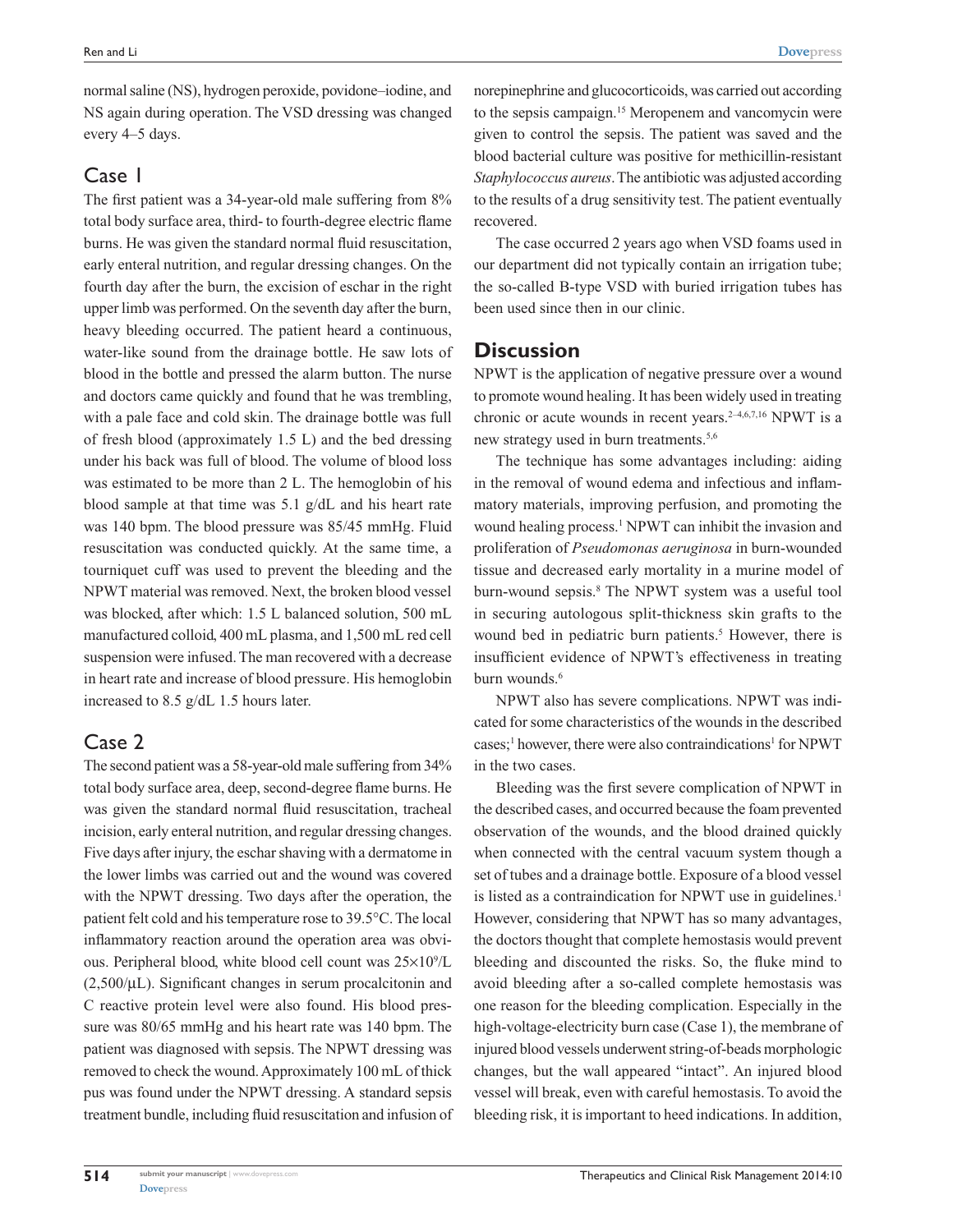normal saline (NS), hydrogen peroxide, povidone–iodine, and NS again during operation. The VSD dressing was changed every 4–5 days.

## Case 1

The first patient was a 34-year-old male suffering from 8% total body surface area, third- to fourth-degree electric flame burns. He was given the standard normal fluid resuscitation, early enteral nutrition, and regular dressing changes. On the fourth day after the burn, the excision of eschar in the right upper limb was performed. On the seventh day after the burn, heavy bleeding occurred. The patient heard a continuous, water-like sound from the drainage bottle. He saw lots of blood in the bottle and pressed the alarm button. The nurse and doctors came quickly and found that he was trembling, with a pale face and cold skin. The drainage bottle was full of fresh blood (approximately 1.5 L) and the bed dressing under his back was full of blood. The volume of blood loss was estimated to be more than 2 L. The hemoglobin of his blood sample at that time was 5.1 g/dL and his heart rate was 140 bpm. The blood pressure was 85/45 mmHg. Fluid resuscitation was conducted quickly. At the same time, a tourniquet cuff was used to prevent the bleeding and the NPWT material was removed. Next, the broken blood vessel was blocked, after which: 1.5 L balanced solution, 500 mL manufactured colloid, 400 mL plasma, and 1,500 mL red cell suspension were infused. The man recovered with a decrease in heart rate and increase of blood pressure. His hemoglobin increased to 8.5 g/dL 1.5 hours later.

## Case 2

The second patient was a 58-year-old male suffering from 34% total body surface area, deep, second-degree flame burns. He was given the standard normal fluid resuscitation, tracheal incision, early enteral nutrition, and regular dressing changes. Five days after injury, the eschar shaving with a dermatome in the lower limbs was carried out and the wound was covered with the NPWT dressing. Two days after the operation, the patient felt cold and his temperature rose to 39.5°C. The local inflammatory reaction around the operation area was obvious. Peripheral blood, white blood cell count was $25 \times 10^9$/L (2,500/μL). Significant changes in serum procalcitonin and C reactive protein level were also found. His blood pressure was 80/65 mmHg and his heart rate was 140 bpm. The patient was diagnosed with sepsis. The NPWT dressing was removed to check the wound. Approximately 100 mL of thick pus was found under the NPWT dressing. A standard sepsis treatment bundle, including fluid resuscitation and infusion of norepinephrine and glucocorticoids, was carried out according to the sepsis campaign.[15] Meropenem and vancomycin were given to control the sepsis. The patient was saved and the blood bacterial culture was positive for methicillin-resistant *Staphylococcus aureus*. The antibiotic was adjusted according to the results of a drug sensitivity test. The patient eventually recovered.

The case occurred 2 years ago when VSD foams used in our department did not typically contain an irrigation tube; the so-called B-type VSD with buried irrigation tubes has been used since then in our clinic.

## Discussion

NPWT is the application of negative pressure over a wound to promote wound healing. It has been widely used in treating chronic or acute wounds in recent years.[2–4,6,7,16] NPWT is a new strategy used in burn treatments.[5,6]

The technique has some advantages including: aiding in the removal of wound edema and infectious and inflammatory materials, improving perfusion, and promoting the wound healing process.[1] NPWT can inhibit the invasion and proliferation of *Pseudomonas aeruginosa* in burn-wounded tissue and decreased early mortality in a murine model of burn-wound sepsis.[8] The NPWT system was a useful tool in securing autologous split-thickness skin grafts to the wound bed in pediatric burn patients.[5] However, there is insufficient evidence of NPWT's effectiveness in treating burn wounds.[6]

NPWT also has severe complications. NPWT was indicated for some characteristics of the wounds in the described cases;[1] however, there were also contraindications[1] for NPWT in the two cases.

Bleeding was the first severe complication of NPWT in the described cases, and occurred because the foam prevented observation of the wounds, and the blood drained quickly when connected with the central vacuum system though a set of tubes and a drainage bottle. Exposure of a blood vessel is listed as a contraindication for NPWT use in guidelines.[1] However, considering that NPWT has so many advantages, the doctors thought that complete hemostasis would prevent bleeding and discounted the risks. So, the fluke mind to avoid bleeding after a so-called complete hemostasis was one reason for the bleeding complication. Especially in the high-voltage-electricity burn case (Case 1), the membrane of injured blood vessels underwent string-of-beads morphologic changes, but the wall appeared "intact". An injured blood vessel will break, even with careful hemostasis. To avoid the bleeding risk, it is important to heed indications. In addition,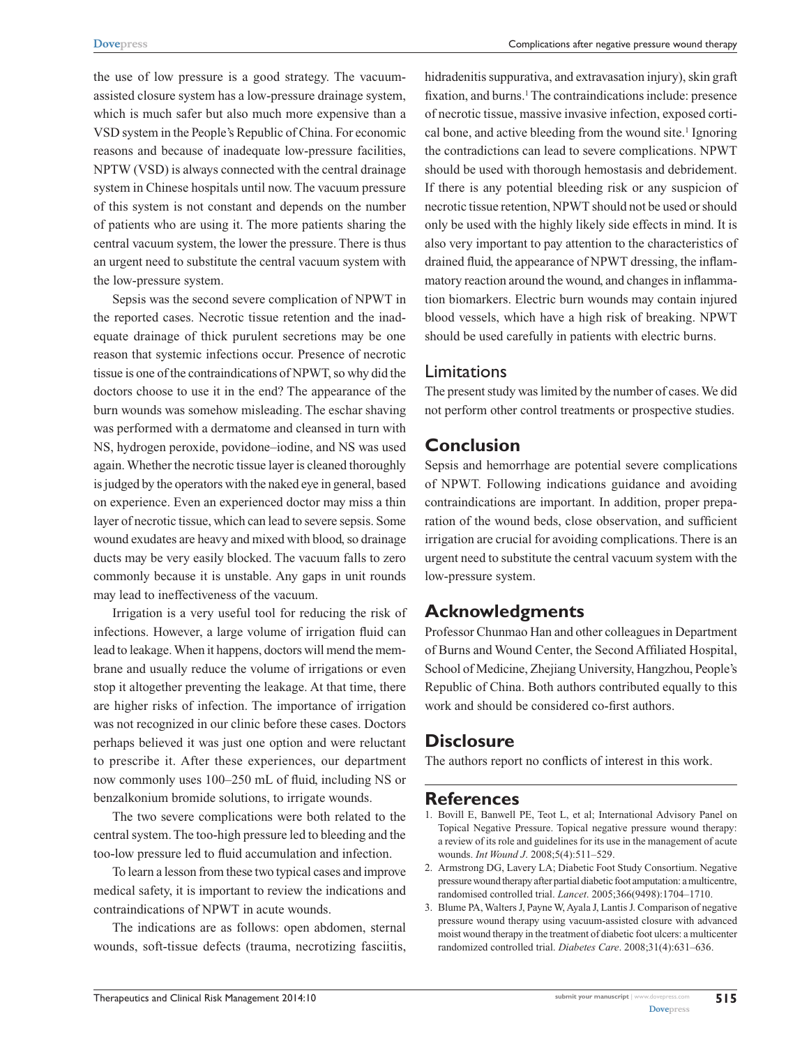the use of low pressure is a good strategy. The vacuum-assisted closure system has a low-pressure drainage system, which is much safer but also much more expensive than a VSD system in the People's Republic of China. For economic reasons and because of inadequate low-pressure facilities, NPTW (VSD) is always connected with the central drainage system in Chinese hospitals until now. The vacuum pressure of this system is not constant and depends on the number of patients who are using it. The more patients sharing the central vacuum system, the lower the pressure. There is thus an urgent need to substitute the central vacuum system with the low-pressure system.

Sepsis was the second severe complication of NPWT in the reported cases. Necrotic tissue retention and the inadequate drainage of thick purulent secretions may be one reason that systemic infections occur. Presence of necrotic tissue is one of the contraindications of NPWT, so why did the doctors choose to use it in the end? The appearance of the burn wounds was somehow misleading. The eschar shaving was performed with a dermatome and cleansed in turn with NS, hydrogen peroxide, povidone–iodine, and NS was used again. Whether the necrotic tissue layer is cleaned thoroughly is judged by the operators with the naked eye in general, based on experience. Even an experienced doctor may miss a thin layer of necrotic tissue, which can lead to severe sepsis. Some wound exudates are heavy and mixed with blood, so drainage ducts may be very easily blocked. The vacuum falls to zero commonly because it is unstable. Any gaps in unit rounds may lead to ineffectiveness of the vacuum.

Irrigation is a very useful tool for reducing the risk of infections. However, a large volume of irrigation fluid can lead to leakage. When it happens, doctors will mend the membrane and usually reduce the volume of irrigations or even stop it altogether preventing the leakage. At that time, there are higher risks of infection. The importance of irrigation was not recognized in our clinic before these cases. Doctors perhaps believed it was just one option and were reluctant to prescribe it. After these experiences, our department now commonly uses 100–250 mL of fluid, including NS or benzalkonium bromide solutions, to irrigate wounds.

The two severe complications were both related to the central system. The too-high pressure led to bleeding and the too-low pressure led to fluid accumulation and infection.

To learn a lesson from these two typical cases and improve medical safety, it is important to review the indications and contraindications of NPWT in acute wounds.

The indications are as follows: open abdomen, sternal wounds, soft-tissue defects (trauma, necrotizing fasciitis, hidradenitis suppurativa, and extravasation injury), skin graft fixation, and burns.[1] The contraindications include: presence of necrotic tissue, massive invasive infection, exposed cortical bone, and active bleeding from the wound site.[1] Ignoring the contradictions can lead to severe complications. NPWT should be used with thorough hemostasis and debridement. If there is any potential bleeding risk or any suspicion of necrotic tissue retention, NPWT should not be used or should only be used with the highly likely side effects in mind. It is also very important to pay attention to the characteristics of drained fluid, the appearance of NPWT dressing, the inflammatory reaction around the wound, and changes in inflammation biomarkers. Electric burn wounds may contain injured blood vessels, which have a high risk of breaking. NPWT should be used carefully in patients with electric burns.

## Limitations

The present study was limited by the number of cases. We did not perform other control treatments or prospective studies.

## Conclusion

Sepsis and hemorrhage are potential severe complications of NPWT. Following indications guidance and avoiding contraindications are important. In addition, proper preparation of the wound beds, close observation, and sufficient irrigation are crucial for avoiding complications. There is an urgent need to substitute the central vacuum system with the low-pressure system.

## Acknowledgments

Professor Chunmao Han and other colleagues in Department of Burns and Wound Center, the Second Affiliated Hospital, School of Medicine, Zhejiang University, Hangzhou, People's Republic of China. Both authors contributed equally to this work and should be considered co-first authors.

## Disclosure

The authors report no conflicts of interest in this work.

## References

1. Bovill E, Banwell PE, Teot L, et al; International Advisory Panel on Topical Negative Pressure. Topical negative pressure wound therapy: a review of its role and guidelines for its use in the management of acute wounds. *Int Wound J*. 2008;5(4):511–529.
2. Armstrong DG, Lavery LA; Diabetic Foot Study Consortium. Negative pressure wound therapy after partial diabetic foot amputation: a multicentre, randomised controlled trial. *Lancet*. 2005;366(9498):1704–1710.
3. Blume PA, Walters J, Payne W, Ayala J, Lantis J. Comparison of negative pressure wound therapy using vacuum-assisted closure with advanced moist wound therapy in the treatment of diabetic foot ulcers: a multicenter randomized controlled trial. *Diabetes Care*. 2008;31(4):631–636.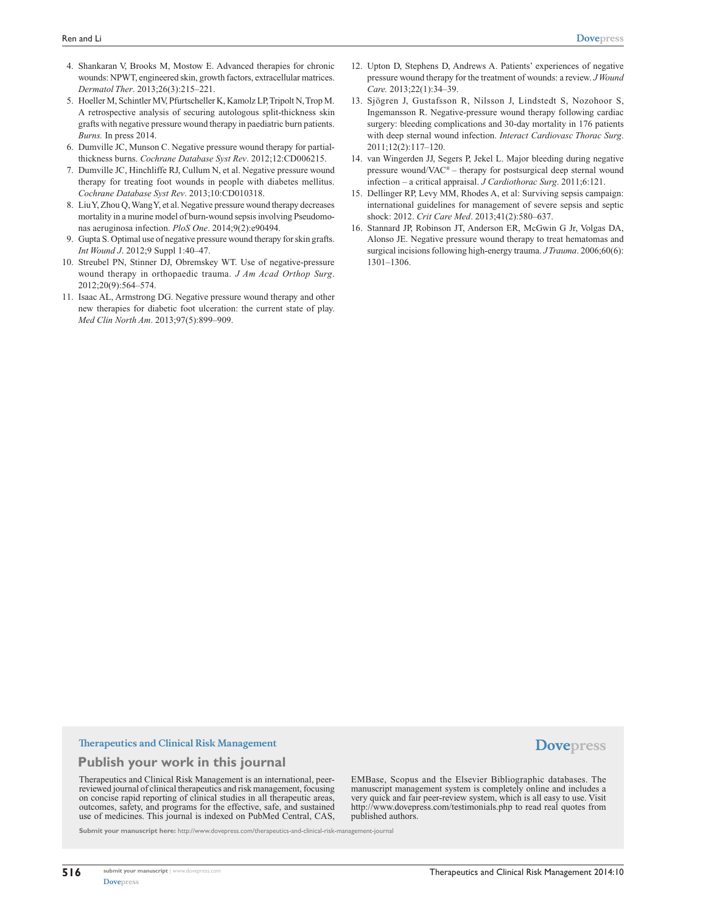4. Shankaran V, Brooks M, Mostow E. Advanced therapies for chronic wounds: NPWT, engineered skin, growth factors, extracellular matrices. *Dermatol Ther*. 2013;26(3):215–221.
5. Hoeller M, Schintler MV, Pfurtscheller K, Kamolz LP, Tripolt N, Trop M. A retrospective analysis of securing autologous split-thickness skin grafts with negative pressure wound therapy in paediatric burn patients. *Burns.* In press 2014.
6. Dumville JC, Munson C. Negative pressure wound therapy for partial-thickness burns. *Cochrane Database Syst Rev*. 2012;12:CD006215.
7. Dumville JC, Hinchliffe RJ, Cullum N, et al. Negative pressure wound therapy for treating foot wounds in people with diabetes mellitus. *Cochrane Database Syst Rev*. 2013;10:CD010318.
8. Liu Y, Zhou Q, Wang Y, et al. Negative pressure wound therapy decreases mortality in a murine model of burn-wound sepsis involving Pseudomonas aeruginosa infection. *PloS One*. 2014;9(2):e90494.
9. Gupta S. Optimal use of negative pressure wound therapy for skin grafts. *Int Wound J*. 2012;9 Suppl 1:40–47.
10. Streubel PN, Stinner DJ, Obremskey WT. Use of negative-pressure wound therapy in orthopaedic trauma. *J Am Acad Orthop Surg*. 2012;20(9):564–574.
11. Isaac AL, Armstrong DG. Negative pressure wound therapy and other new therapies for diabetic foot ulceration: the current state of play. *Med Clin North Am*. 2013;97(5):899–909.
12. Upton D, Stephens D, Andrews A. Patients' experiences of negative pressure wound therapy for the treatment of wounds: a review. *J Wound Care.* 2013;22(1):34–39.
13. Sjögren J, Gustafsson R, Nilsson J, Lindstedt S, Nozohoor S, Ingemansson R. Negative-pressure wound therapy following cardiac surgery: bleeding complications and 30-day mortality in 176 patients with deep sternal wound infection. *Interact Cardiovasc Thorac Surg*. 2011;12(2):117–120.
14. van Wingerden JJ, Segers P, Jekel L. Major bleeding during negative pressure wound/VAC® – therapy for postsurgical deep sternal wound infection – a critical appraisal. *J Cardiothorac Surg*. 2011;6:121.
15. Dellinger RP, Levy MM, Rhodes A, et al: Surviving sepsis campaign: international guidelines for management of severe sepsis and septic shock: 2012. *Crit Care Med*. 2013;41(2):580–637.
16. Stannard JP, Robinson JT, Anderson ER, McGwin G Jr, Volgas DA, Alonso JE. Negative pressure wound therapy to treat hematomas and surgical incisions following high-energy trauma. *J Trauma*. 2006;60(6):1301–1306.

**Therapeutics and Clinical Risk Management**

## Publish your work in this journal

Therapeutics and Clinical Risk Management is an international, peer-reviewed journal of clinical therapeutics and risk management, focusing on concise rapid reporting of clinical studies in all therapeutic areas, outcomes, safety, and programs for the effective, safe, and sustained use of medicines. This journal is indexed on PubMed Central, CAS, EMBase, Scopus and the Elsevier Bibliographic databases. The manuscript management system is completely online and includes a very quick and fair peer-review system, which is all easy to use. Visit http://www.dovepress.com/testimonials.php to read real quotes from published authors.

**Submit your manuscript here:** http://www.dovepress.com/therapeutics-and-clinical-risk-management-journal